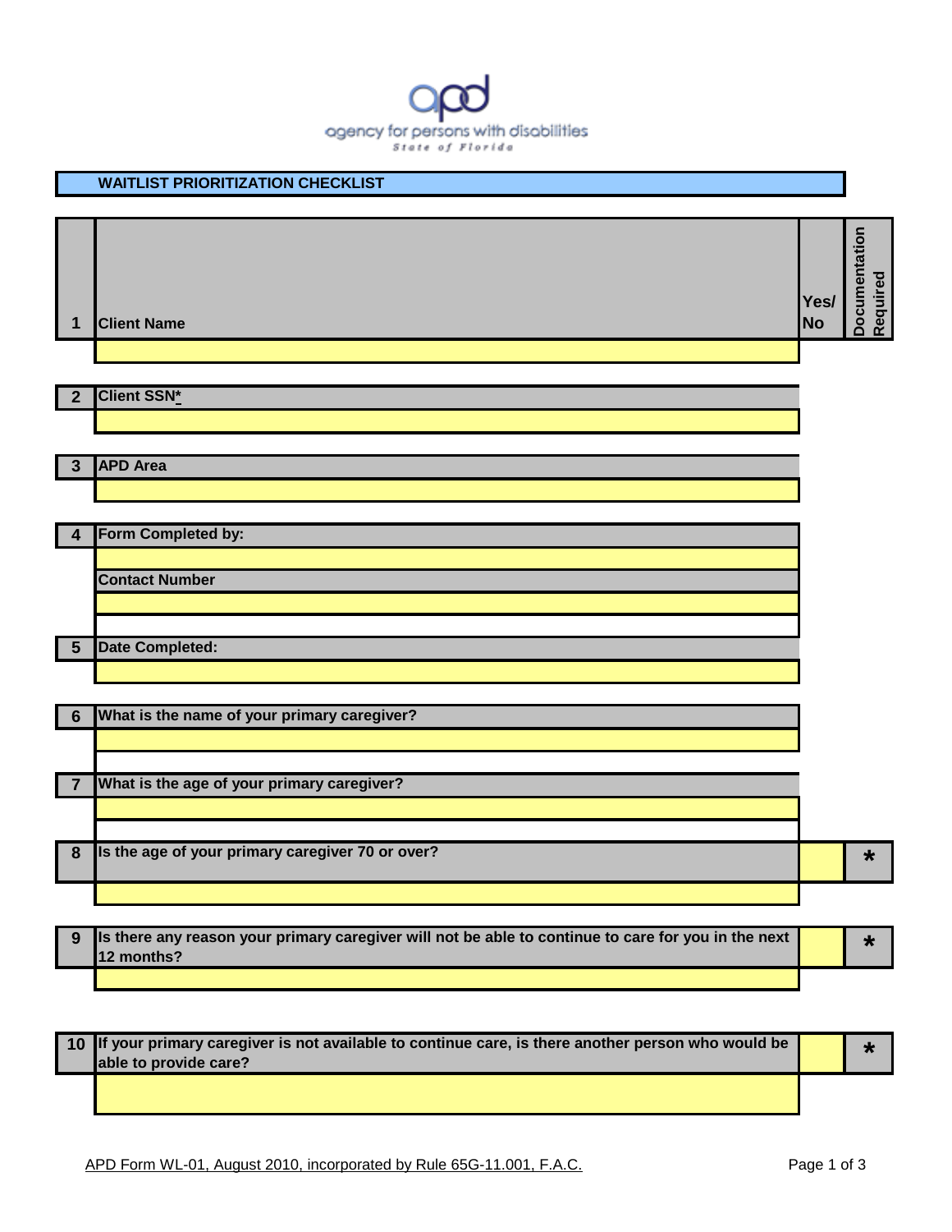agency for persons with disabilities

State of Florida

## WAITLIST PRIORITIZATION CHECKLIST

| # | Client Name | Yes/ No | Documentation Required |
|---|---|---|---|
| 1 | Client Name | | |
| | | | |
| 2 | Client SSN* | | |
| | | | |
| 3 | APD Area | | |
| | | | |
| 4 | Form Completed by: | | |
| | | | |
| | Contact Number | | |
| | | | |
| 5 | Date Completed: | | |
| | | | |
| 6 | What is the name of your primary caregiver? | | |
| | | | |
| 7 | What is the age of your primary caregiver? | | |
| | | | |
| 8 | Is the age of your primary caregiver 70 or over? | | * |
| | | | |
| 9 | Is there any reason your primary caregiver will not be able to continue to care for you in the next 12 months? | | * |
| | | | |
| 10 | If your primary caregiver is not available to continue care, is there another person who would be able to provide care? | | * |
| | | | |

APD Form WL-01, August 2010, incorporated by Rule 65G-11.001, F.A.C.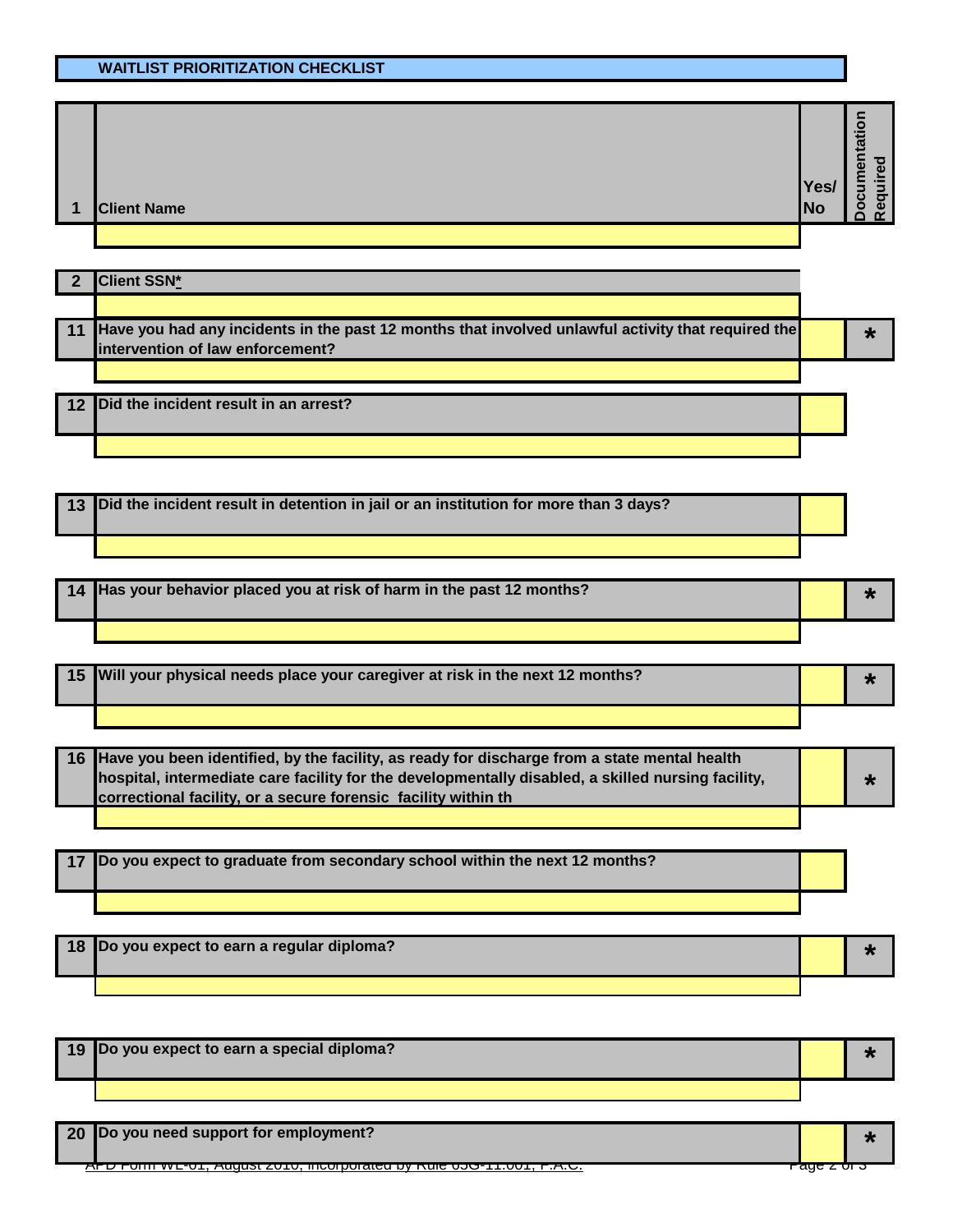## WAITLIST PRIORITIZATION CHECKLIST

| # | Question | Yes/ No | Documentation Required |
|---|---|---|---|
| 1 | Client Name | | |
| 2 | Client SSN* | | |
| 11 | Have you had any incidents in the past 12 months that involved unlawful activity that required the intervention of law enforcement? | | * |
| 12 | Did the incident result in an arrest? | | |
| 13 | Did the incident result in detention in jail or an institution for more than 3 days? | | |
| 14 | Has your behavior placed you at risk of harm in the past 12 months? | | * |
| 15 | Will your physical needs place your caregiver at risk in the next 12 months? | | * |
| 16 | Have you been identified, by the facility, as ready for discharge from a state mental health hospital, intermediate care facility for the developmentally disabled, a skilled nursing facility, correctional facility, or a secure forensic facility within th | | * |
| 17 | Do you expect to graduate from secondary school within the next 12 months? | | |
| 18 | Do you expect to earn a regular diploma? | | * |
| 19 | Do you expect to earn a special diploma? | | * |
| 20 | Do you need support for employment? | | * |

APD Form WL-01, August 2010, incorporated by Rule 65G-11.001, F.A.C.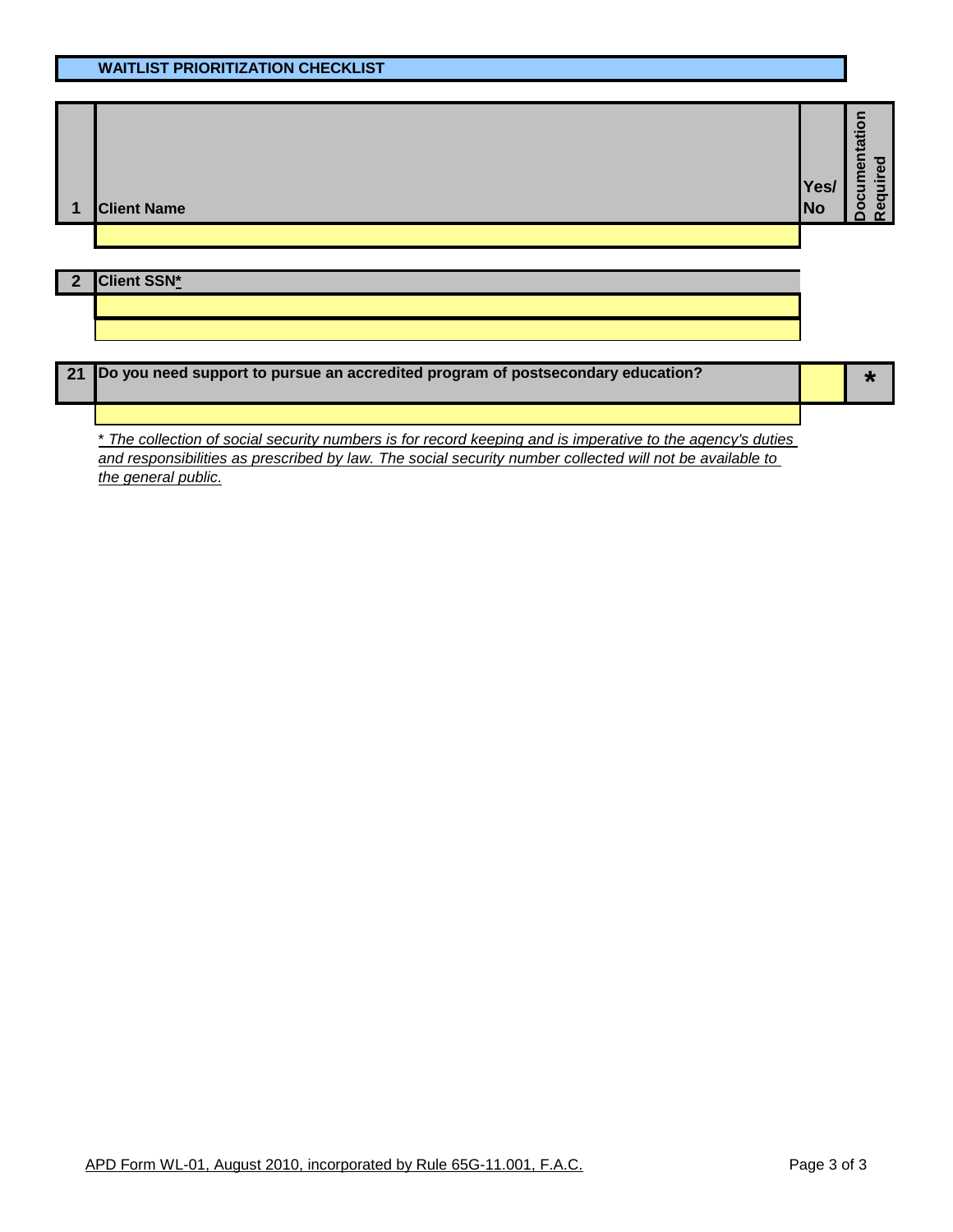## WAITLIST PRIORITIZATION CHECKLIST

| | | Yes/ No | Documentation Required |
|---|---|---|---|
| 1 | **Client Name** | | |
| | | | |
| 2 | **Client SSN*** | | |
| | | | |
| | | | |
| 21 | **Do you need support to pursue an accredited program of postsecondary education?** | | * |
| | | | |

*\* The collection of social security numbers is for record keeping and is imperative to the agency's duties and responsibilities as prescribed by law. The social security number collected will not be available to the general public.*

APD Form WL-01, August 2010, incorporated by Rule 65G-11.001, F.A.C.